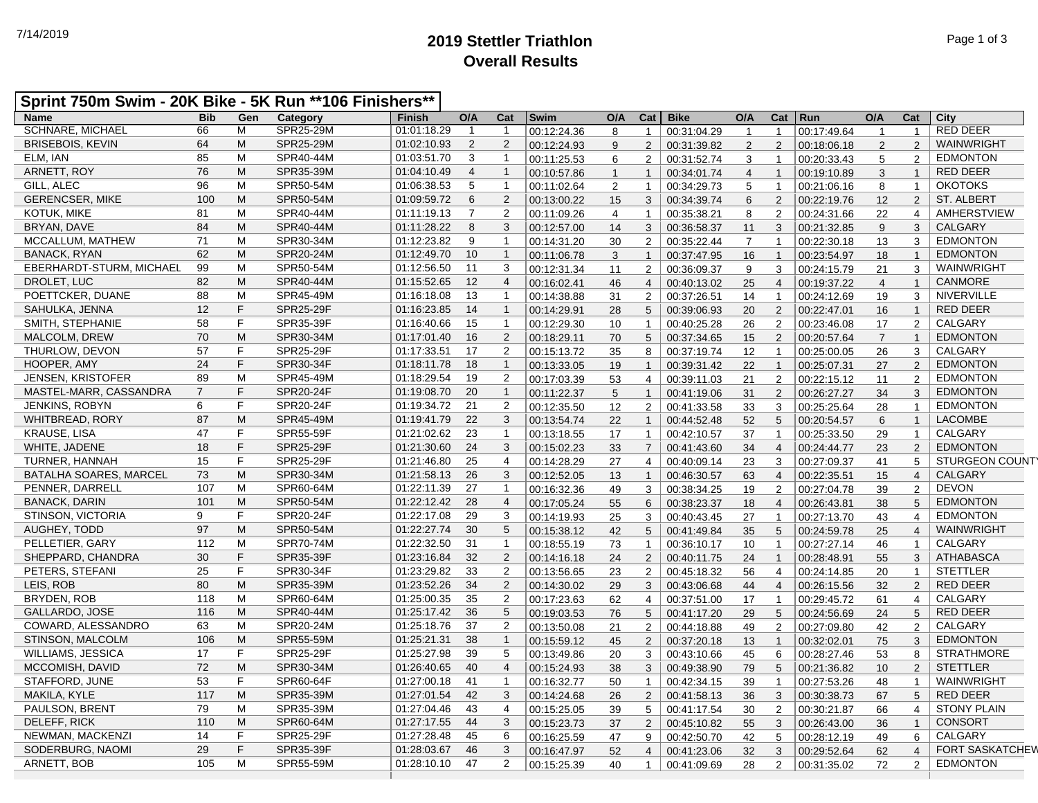# 2019 Stettler Triathlon
## Overall Results

**Sprint 750m Swim - 20K Bike - 5K Run **106 Finishers****

| Name | Bib | Gen | Category | Finish | O/A | Cat | Swim | O/A | Cat | Bike | O/A | Cat | Run | O/A | Cat | City |
|---|---|---|---|---|---|---|---|---|---|---|---|---|---|---|---|---|
| SCHNARE, MICHAEL | 66 | M | SPR25-29M | 01:01:18.29 | 1 | 1 | 00:12:24.36 | 8 | 1 | 00:31:04.29 | 1 | 1 | 00:17:49.64 | 1 | 1 | RED DEER |
| BRISEBOIS, KEVIN | 64 | M | SPR25-29M | 01:02:10.93 | 2 | 2 | 00:12:24.93 | 9 | 2 | 00:31:39.82 | 2 | 2 | 00:18:06.18 | 2 | 2 | WAINWRIGHT |
| ELM, IAN | 85 | M | SPR40-44M | 01:03:51.70 | 3 | 1 | 00:11:25.53 | 6 | 2 | 00:31:52.74 | 3 | 1 | 00:20:33.43 | 5 | 2 | EDMONTON |
| ARNETT, ROY | 76 | M | SPR35-39M | 01:04:10.49 | 4 | 1 | 00:10:57.86 | 1 | 1 | 00:34:01.74 | 4 | 1 | 00:19:10.89 | 3 | 1 | RED DEER |
| GILL, ALEC | 96 | M | SPR50-54M | 01:06:38.53 | 5 | 1 | 00:11:02.64 | 2 | 1 | 00:34:29.73 | 5 | 1 | 00:21:06.16 | 8 | 1 | OKOTOKS |
| GERENCSER, MIKE | 100 | M | SPR50-54M | 01:09:59.72 | 6 | 2 | 00:13:00.22 | 15 | 3 | 00:34:39.74 | 6 | 2 | 00:22:19.76 | 12 | 2 | ST. ALBERT |
| KOTUK, MIKE | 81 | M | SPR40-44M | 01:11:19.13 | 7 | 2 | 00:11:09.26 | 4 | 1 | 00:35:38.21 | 8 | 2 | 00:24:31.66 | 22 | 4 | AMHERSTVIEW |
| BRYAN, DAVE | 84 | M | SPR40-44M | 01:11:28.22 | 8 | 3 | 00:12:57.00 | 14 | 3 | 00:36:58.37 | 11 | 3 | 00:21:32.85 | 9 | 3 | CALGARY |
| MCCALLUM, MATHEW | 71 | M | SPR30-34M | 01:12:23.82 | 9 | 1 | 00:14:31.20 | 30 | 2 | 00:35:22.44 | 7 | 1 | 00:22:30.18 | 13 | 3 | EDMONTON |
| BANACK, RYAN | 62 | M | SPR20-24M | 01:12:49.70 | 10 | 1 | 00:11:06.78 | 3 | 1 | 00:37:47.95 | 16 | 1 | 00:23:54.97 | 18 | 1 | EDMONTON |
| EBERHARDT-STURM, MICHAEL | 99 | M | SPR50-54M | 01:12:56.50 | 11 | 3 | 00:12:31.34 | 11 | 2 | 00:36:09.37 | 9 | 3 | 00:24:15.79 | 21 | 3 | WAINWRIGHT |
| DROLET, LUC | 82 | M | SPR40-44M | 01:15:52.65 | 12 | 4 | 00:16:02.41 | 46 | 4 | 00:40:13.02 | 25 | 4 | 00:19:37.22 | 4 | 1 | CANMORE |
| POETTCKER, DUANE | 88 | M | SPR45-49M | 01:16:18.08 | 13 | 1 | 00:14:38.88 | 31 | 2 | 00:37:26.51 | 14 | 1 | 00:24:12.69 | 19 | 3 | NIVERVILLE |
| SAHULKA, JENNA | 12 | F | SPR25-29F | 01:16:23.85 | 14 | 1 | 00:14:29.91 | 28 | 5 | 00:39:06.93 | 20 | 2 | 00:22:47.01 | 16 | 1 | RED DEER |
| SMITH, STEPHANIE | 58 | F | SPR35-39F | 01:16:40.66 | 15 | 1 | 00:12:29.30 | 10 | 1 | 00:40:25.28 | 26 | 2 | 00:23:46.08 | 17 | 2 | CALGARY |
| MALCOLM, DREW | 70 | M | SPR30-34M | 01:17:01.40 | 16 | 2 | 00:18:29.11 | 70 | 5 | 00:37:34.65 | 15 | 2 | 00:20:57.64 | 7 | 1 | EDMONTON |
| THURLOW, DEVON | 57 | F | SPR25-29F | 01:17:33.51 | 17 | 2 | 00:15:13.72 | 35 | 8 | 00:37:19.74 | 12 | 1 | 00:25:00.05 | 26 | 3 | CALGARY |
| HOOPER, AMY | 24 | F | SPR30-34F | 01:18:11.78 | 18 | 1 | 00:13:33.05 | 19 | 1 | 00:39:31.42 | 22 | 1 | 00:25:07.31 | 27 | 2 | EDMONTON |
| JENSEN, KRISTOFER | 89 | M | SPR45-49M | 01:18:29.54 | 19 | 2 | 00:17:03.39 | 53 | 4 | 00:39:11.03 | 21 | 2 | 00:22:15.12 | 11 | 2 | EDMONTON |
| MASTEL-MARR, CASSANDRA | 7 | F | SPR20-24F | 01:19:08.70 | 20 | 1 | 00:11:22.37 | 5 | 1 | 00:41:19.06 | 31 | 2 | 00:26:27.27 | 34 | 3 | EDMONTON |
| JENKINS, ROBYN | 6 | F | SPR20-24F | 01:19:34.72 | 21 | 2 | 00:12:35.50 | 12 | 2 | 00:41:33.58 | 33 | 3 | 00:25:25.64 | 28 | 1 | EDMONTON |
| WHITBREAD, RORY | 87 | M | SPR45-49M | 01:19:41.79 | 22 | 3 | 00:13:54.74 | 22 | 1 | 00:44:52.48 | 52 | 5 | 00:20:54.57 | 6 | 1 | LACOMBE |
| KRAUSE, LISA | 47 | F | SPR55-59F | 01:21:02.62 | 23 | 1 | 00:13:18.55 | 17 | 1 | 00:42:10.57 | 37 | 1 | 00:25:33.50 | 29 | 1 | CALGARY |
| WHITE, JADENE | 18 | F | SPR25-29F | 01:21:30.60 | 24 | 3 | 00:15:02.23 | 33 | 7 | 00:41:43.60 | 34 | 4 | 00:24:44.77 | 23 | 2 | EDMONTON |
| TURNER, HANNAH | 15 | F | SPR25-29F | 01:21:46.80 | 25 | 4 | 00:14:28.29 | 27 | 4 | 00:40:09.14 | 23 | 3 | 00:27:09.37 | 41 | 5 | STURGEON COUNTY |
| BATALHA SOARES, MARCEL | 73 | M | SPR30-34M | 01:21:58.13 | 26 | 3 | 00:12:52.05 | 13 | 1 | 00:46:30.57 | 63 | 4 | 00:22:35.51 | 15 | 4 | CALGARY |
| PENNER, DARRELL | 107 | M | SPR60-64M | 01:22:11.39 | 27 | 1 | 00:16:32.36 | 49 | 3 | 00:38:34.25 | 19 | 2 | 00:27:04.78 | 39 | 2 | DEVON |
| BANACK, DARIN | 101 | M | SPR50-54M | 01:22:12.42 | 28 | 4 | 00:17:05.24 | 55 | 6 | 00:38:23.37 | 18 | 4 | 00:26:43.81 | 38 | 5 | EDMONTON |
| STINSON, VICTORIA | 9 | F | SPR20-24F | 01:22:17.08 | 29 | 3 | 00:14:19.93 | 25 | 3 | 00:40:43.45 | 27 | 1 | 00:27:13.70 | 43 | 4 | EDMONTON |
| AUGHEY, TODD | 97 | M | SPR50-54M | 01:22:27.74 | 30 | 5 | 00:15:38.12 | 42 | 5 | 00:41:49.84 | 35 | 5 | 00:24:59.78 | 25 | 4 | WAINWRIGHT |
| PELLETIER, GARY | 112 | M | SPR70-74M | 01:22:32.50 | 31 | 1 | 00:18:55.19 | 73 | 1 | 00:36:10.17 | 10 | 1 | 00:27:27.14 | 46 | 1 | CALGARY |
| SHEPPARD, CHANDRA | 30 | F | SPR35-39F | 01:23:16.84 | 32 | 2 | 00:14:16.18 | 24 | 2 | 00:40:11.75 | 24 | 1 | 00:28:48.91 | 55 | 3 | ATHABASCA |
| PETERS, STEFANI | 25 | F | SPR30-34F | 01:23:29.82 | 33 | 2 | 00:13:56.65 | 23 | 2 | 00:45:18.32 | 56 | 4 | 00:24:14.85 | 20 | 1 | STETTLER |
| LEIS, ROB | 80 | M | SPR35-39M | 01:23:52.26 | 34 | 2 | 00:14:30.02 | 29 | 3 | 00:43:06.68 | 44 | 4 | 00:26:15.56 | 32 | 2 | RED DEER |
| BRYDEN, ROB | 118 | M | SPR60-64M | 01:25:00.35 | 35 | 2 | 00:17:23.63 | 62 | 4 | 00:37:51.00 | 17 | 1 | 00:29:45.72 | 61 | 4 | CALGARY |
| GALLARDO, JOSE | 116 | M | SPR40-44M | 01:25:17.42 | 36 | 5 | 00:19:03.53 | 76 | 5 | 00:41:17.20 | 29 | 5 | 00:24:56.69 | 24 | 5 | RED DEER |
| COWARD, ALESSANDRO | 63 | M | SPR20-24M | 01:25:18.76 | 37 | 2 | 00:13:50.08 | 21 | 2 | 00:44:18.88 | 49 | 2 | 00:27:09.80 | 42 | 2 | CALGARY |
| STINSON, MALCOLM | 106 | M | SPR55-59M | 01:25:21.31 | 38 | 1 | 00:15:59.12 | 45 | 2 | 00:37:20.18 | 13 | 1 | 00:32:02.01 | 75 | 3 | EDMONTON |
| WILLIAMS, JESSICA | 17 | F | SPR25-29F | 01:25:27.98 | 39 | 5 | 00:13:49.86 | 20 | 3 | 00:43:10.66 | 45 | 6 | 00:28:27.46 | 53 | 8 | STRATHMORE |
| MCCOMISH, DAVID | 72 | M | SPR30-34M | 01:26:40.65 | 40 | 4 | 00:15:24.93 | 38 | 3 | 00:49:38.90 | 79 | 5 | 00:21:36.82 | 10 | 2 | STETTLER |
| STAFFORD, JUNE | 53 | F | SPR60-64F | 01:27:00.18 | 41 | 1 | 00:16:32.77 | 50 | 1 | 00:42:34.15 | 39 | 1 | 00:27:53.26 | 48 | 1 | WAINWRIGHT |
| MAKILA, KYLE | 117 | M | SPR35-39M | 01:27:01.54 | 42 | 3 | 00:14:24.68 | 26 | 2 | 00:41:58.13 | 36 | 3 | 00:30:38.73 | 67 | 5 | RED DEER |
| PAULSON, BRENT | 79 | M | SPR35-39M | 01:27:04.46 | 43 | 4 | 00:15:25.05 | 39 | 5 | 00:41:17.54 | 30 | 2 | 00:30:21.87 | 66 | 4 | STONY PLAIN |
| DELEFF, RICK | 110 | M | SPR60-64M | 01:27:17.55 | 44 | 3 | 00:15:23.73 | 37 | 2 | 00:45:10.82 | 55 | 3 | 00:26:43.00 | 36 | 1 | CONSORT |
| NEWMAN, MACKENZI | 14 | F | SPR25-29F | 01:27:28.48 | 45 | 6 | 00:16:25.59 | 47 | 9 | 00:42:50.70 | 42 | 5 | 00:28:12.19 | 49 | 6 | CALGARY |
| SODERBURG, NAOMI | 29 | F | SPR35-39F | 01:28:03.67 | 46 | 3 | 00:16:47.97 | 52 | 4 | 00:41:23.06 | 32 | 3 | 00:29:52.64 | 62 | 4 | FORT SASKATCHEW |
| ARNETT, BOB | 105 | M | SPR55-59M | 01:28:10.10 | 47 | 2 | 00:15:25.39 | 40 | 1 | 00:41:09.69 | 28 | 2 | 00:31:35.02 | 72 | 2 | EDMONTON |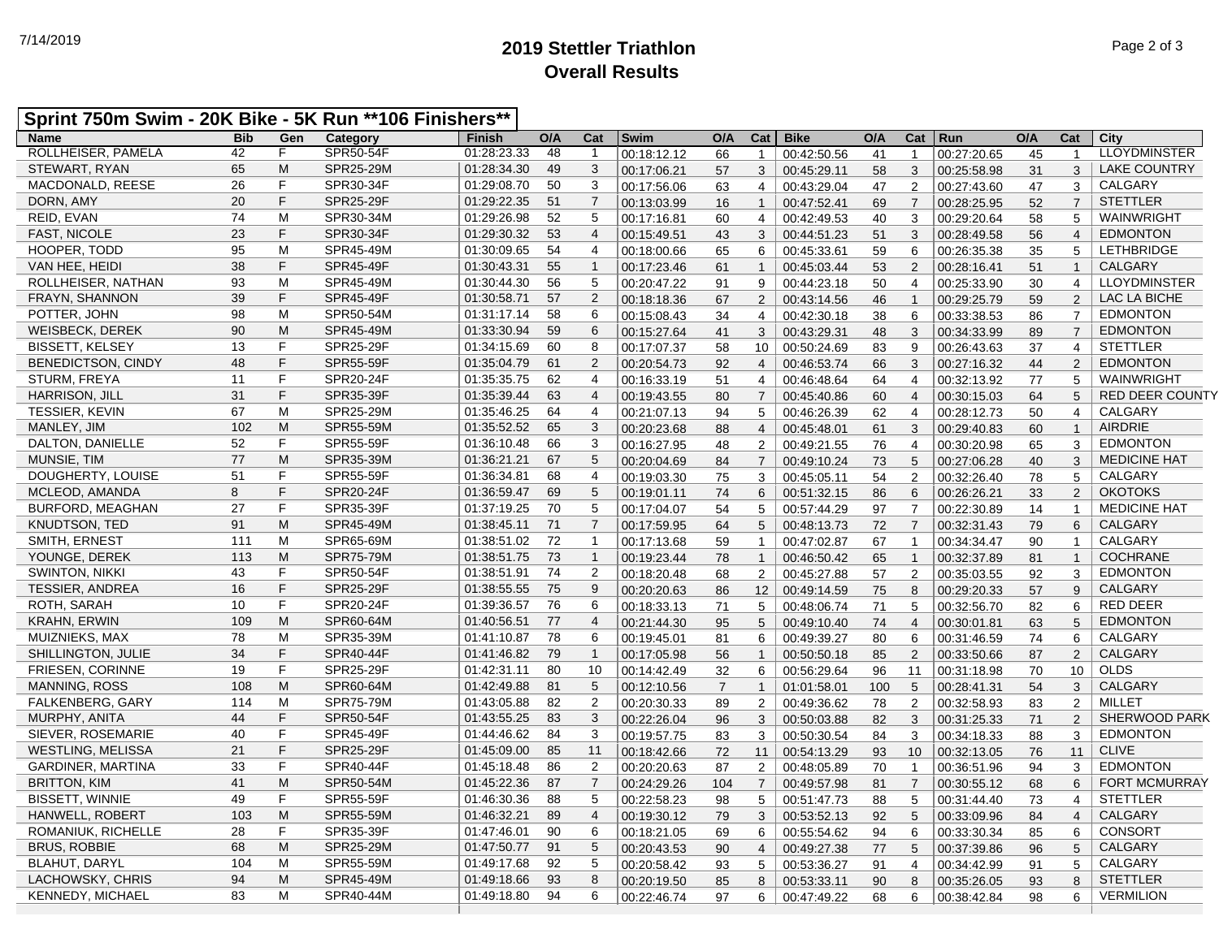# 2019 Stettler Triathlon
## Overall Results

**Sprint 750m Swim - 20K Bike - 5K Run \*\*106 Finishers\*\***

| Name | Bib | Gen | Category | Finish | O/A | Cat | Swim | O/A | Cat | Bike | O/A | Cat | Run | O/A | Cat | City |
|---|---|---|---|---|---|---|---|---|---|---|---|---|---|---|---|---|
| ROLLHEISER, PAMELA | 42 | F | SPR50-54F | 01:28:23.33 | 48 | 1 | 00:18:12.12 | 66 | 1 | 00:42:50.56 | 41 | 1 | 00:27:20.65 | 45 | 1 | LLOYDMINSTER |
| STEWART, RYAN | 65 | M | SPR25-29M | 01:28:34.30 | 49 | 3 | 00:17:06.21 | 57 | 3 | 00:45:29.11 | 58 | 3 | 00:25:58.98 | 31 | 3 | LAKE COUNTRY |
| MACDONALD, REESE | 26 | F | SPR30-34F | 01:29:08.70 | 50 | 3 | 00:17:56.06 | 63 | 4 | 00:43:29.04 | 47 | 2 | 00:27:43.60 | 47 | 3 | CALGARY |
| DORN, AMY | 20 | F | SPR25-29F | 01:29:22.35 | 51 | 7 | 00:13:03.99 | 16 | 1 | 00:47:52.41 | 69 | 7 | 00:28:25.95 | 52 | 7 | STETTLER |
| REID, EVAN | 74 | M | SPR30-34M | 01:29:26.98 | 52 | 5 | 00:17:16.81 | 60 | 4 | 00:42:49.53 | 40 | 3 | 00:29:20.64 | 58 | 5 | WAINWRIGHT |
| FAST, NICOLE | 23 | F | SPR30-34F | 01:29:30.32 | 53 | 4 | 00:15:49.51 | 43 | 3 | 00:44:51.23 | 51 | 3 | 00:28:49.58 | 56 | 4 | EDMONTON |
| HOOPER, TODD | 95 | M | SPR45-49M | 01:30:09.65 | 54 | 4 | 00:18:00.66 | 65 | 6 | 00:45:33.61 | 59 | 6 | 00:26:35.38 | 35 | 5 | LETHBRIDGE |
| VAN HEE, HEIDI | 38 | F | SPR45-49F | 01:30:43.31 | 55 | 1 | 00:17:23.46 | 61 | 1 | 00:45:03.44 | 53 | 2 | 00:28:16.41 | 51 | 1 | CALGARY |
| ROLLHEISER, NATHAN | 93 | M | SPR45-49M | 01:30:44.30 | 56 | 5 | 00:20:47.22 | 91 | 9 | 00:44:23.18 | 50 | 4 | 00:25:33.90 | 30 | 4 | LLOYDMINSTER |
| FRAYN, SHANNON | 39 | F | SPR45-49F | 01:30:58.71 | 57 | 2 | 00:18:18.36 | 67 | 2 | 00:43:14.56 | 46 | 1 | 00:29:25.79 | 59 | 2 | LAC LA BICHE |
| POTTER, JOHN | 98 | M | SPR50-54M | 01:31:17.14 | 58 | 6 | 00:15:08.43 | 34 | 4 | 00:42:30.18 | 38 | 6 | 00:33:38.53 | 86 | 7 | EDMONTON |
| WEISBECK, DEREK | 90 | M | SPR45-49M | 01:33:30.94 | 59 | 6 | 00:15:27.64 | 41 | 3 | 00:43:29.31 | 48 | 3 | 00:34:33.99 | 89 | 7 | EDMONTON |
| BISSETT, KELSEY | 13 | F | SPR25-29F | 01:34:15.69 | 60 | 8 | 00:17:07.37 | 58 | 10 | 00:50:24.69 | 83 | 9 | 00:26:43.63 | 37 | 4 | STETTLER |
| BENEDICTSON, CINDY | 48 | F | SPR55-59F | 01:35:04.79 | 61 | 2 | 00:20:54.73 | 92 | 4 | 00:46:53.74 | 66 | 3 | 00:27:16.32 | 44 | 2 | EDMONTON |
| STURM, FREYA | 11 | F | SPR20-24F | 01:35:35.75 | 62 | 4 | 00:16:33.19 | 51 | 4 | 00:46:48.64 | 64 | 4 | 00:32:13.92 | 77 | 5 | WAINWRIGHT |
| HARRISON, JILL | 31 | F | SPR35-39F | 01:35:39.44 | 63 | 4 | 00:19:43.55 | 80 | 7 | 00:45:40.86 | 60 | 4 | 00:30:15.03 | 64 | 5 | RED DEER COUNTY |
| TESSIER, KEVIN | 67 | M | SPR25-29M | 01:35:46.25 | 64 | 4 | 00:21:07.13 | 94 | 5 | 00:46:26.39 | 62 | 4 | 00:28:12.73 | 50 | 4 | CALGARY |
| MANLEY, JIM | 102 | M | SPR55-59M | 01:35:52.52 | 65 | 3 | 00:20:23.68 | 88 | 4 | 00:45:48.01 | 61 | 3 | 00:29:40.83 | 60 | 1 | AIRDRIE |
| DALTON, DANIELLE | 52 | F | SPR55-59F | 01:36:10.48 | 66 | 3 | 00:16:27.95 | 48 | 2 | 00:49:21.55 | 76 | 4 | 00:30:20.98 | 65 | 3 | EDMONTON |
| MUNSIE, TIM | 77 | M | SPR35-39M | 01:36:21.21 | 67 | 5 | 00:20:04.69 | 84 | 7 | 00:49:10.24 | 73 | 5 | 00:27:06.28 | 40 | 3 | MEDICINE HAT |
| DOUGHERTY, LOUISE | 51 | F | SPR55-59F | 01:36:34.81 | 68 | 4 | 00:19:03.30 | 75 | 3 | 00:45:05.11 | 54 | 2 | 00:32:26.40 | 78 | 5 | CALGARY |
| MCLEOD, AMANDA | 8 | F | SPR20-24F | 01:36:59.47 | 69 | 5 | 00:19:01.11 | 74 | 6 | 00:51:32.15 | 86 | 6 | 00:26:26.21 | 33 | 2 | OKOTOKS |
| BURFORD, MEAGHAN | 27 | F | SPR35-39F | 01:37:19.25 | 70 | 5 | 00:17:04.07 | 54 | 5 | 00:57:44.29 | 97 | 7 | 00:22:30.89 | 14 | 1 | MEDICINE HAT |
| KNUDTSON, TED | 91 | M | SPR45-49M | 01:38:45.11 | 71 | 7 | 00:17:59.95 | 64 | 5 | 00:48:13.73 | 72 | 7 | 00:32:31.43 | 79 | 6 | CALGARY |
| SMITH, ERNEST | 111 | M | SPR65-69M | 01:38:51.02 | 72 | 1 | 00:17:13.68 | 59 | 1 | 00:47:02.87 | 67 | 1 | 00:34:34.47 | 90 | 1 | CALGARY |
| YOUNGE, DEREK | 113 | M | SPR75-79M | 01:38:51.75 | 73 | 1 | 00:19:23.44 | 78 | 1 | 00:46:50.42 | 65 | 1 | 00:32:37.89 | 81 | 1 | COCHRANE |
| SWINTON, NIKKI | 43 | F | SPR50-54F | 01:38:51.91 | 74 | 2 | 00:18:20.48 | 68 | 2 | 00:45:27.88 | 57 | 2 | 00:35:03.55 | 92 | 3 | EDMONTON |
| TESSIER, ANDREA | 16 | F | SPR25-29F | 01:38:55.55 | 75 | 9 | 00:20:20.63 | 86 | 12 | 00:49:14.59 | 75 | 8 | 00:29:20.33 | 57 | 9 | CALGARY |
| ROTH, SARAH | 10 | F | SPR20-24F | 01:39:36.57 | 76 | 6 | 00:18:33.13 | 71 | 5 | 00:48:06.74 | 71 | 5 | 00:32:56.70 | 82 | 6 | RED DEER |
| KRAHN, ERWIN | 109 | M | SPR60-64M | 01:40:56.51 | 77 | 4 | 00:21:44.30 | 95 | 5 | 00:49:10.40 | 74 | 4 | 00:30:01.81 | 63 | 5 | EDMONTON |
| MUIZNIEKS, MAX | 78 | M | SPR35-39M | 01:41:10.87 | 78 | 6 | 00:19:45.01 | 81 | 6 | 00:49:39.27 | 80 | 6 | 00:31:46.59 | 74 | 6 | CALGARY |
| SHILLINGTON, JULIE | 34 | F | SPR40-44F | 01:41:46.82 | 79 | 1 | 00:17:05.98 | 56 | 1 | 00:50:50.18 | 85 | 2 | 00:33:50.66 | 87 | 2 | CALGARY |
| FRIESEN, CORINNE | 19 | F | SPR25-29F | 01:42:31.11 | 80 | 10 | 00:14:42.49 | 32 | 6 | 00:56:29.64 | 96 | 11 | 00:31:18.98 | 70 | 10 | OLDS |
| MANNING, ROSS | 108 | M | SPR60-64M | 01:42:49.88 | 81 | 5 | 00:12:10.56 | 7 | 1 | 01:01:58.01 | 100 | 5 | 00:28:41.31 | 54 | 3 | CALGARY |
| FALKENBERG, GARY | 114 | M | SPR75-79M | 01:43:05.88 | 82 | 2 | 00:20:30.33 | 89 | 2 | 00:49:36.62 | 78 | 2 | 00:32:58.93 | 83 | 2 | MILLET |
| MURPHY, ANITA | 44 | F | SPR50-54F | 01:43:55.25 | 83 | 3 | 00:22:26.04 | 96 | 3 | 00:50:03.88 | 82 | 3 | 00:31:25.33 | 71 | 2 | SHERWOOD PARK |
| SIEVER, ROSEMARIE | 40 | F | SPR45-49F | 01:44:46.62 | 84 | 3 | 00:19:57.75 | 83 | 3 | 00:50:30.54 | 84 | 3 | 00:34:18.33 | 88 | 3 | EDMONTON |
| WESTLING, MELISSA | 21 | F | SPR25-29F | 01:45:09.00 | 85 | 11 | 00:18:42.66 | 72 | 11 | 00:54:13.29 | 93 | 10 | 00:32:13.05 | 76 | 11 | CLIVE |
| GARDINER, MARTINA | 33 | F | SPR40-44F | 01:45:18.48 | 86 | 2 | 00:20:20.63 | 87 | 2 | 00:48:05.89 | 70 | 1 | 00:36:51.96 | 94 | 3 | EDMONTON |
| BRITTON, KIM | 41 | M | SPR50-54M | 01:45:22.36 | 87 | 7 | 00:24:29.26 | 104 | 7 | 00:49:57.98 | 81 | 7 | 00:30:55.12 | 68 | 6 | FORT MCMURRAY |
| BISSETT, WINNIE | 49 | F | SPR55-59F | 01:46:30.36 | 88 | 5 | 00:22:58.23 | 98 | 5 | 00:51:47.73 | 88 | 5 | 00:31:44.40 | 73 | 4 | STETTLER |
| HANWELL, ROBERT | 103 | M | SPR55-59M | 01:46:32.21 | 89 | 4 | 00:19:30.12 | 79 | 3 | 00:53:52.13 | 92 | 5 | 00:33:09.96 | 84 | 4 | CALGARY |
| ROMANIUK, RICHELLE | 28 | F | SPR35-39F | 01:47:46.01 | 90 | 6 | 00:18:21.05 | 69 | 6 | 00:55:54.62 | 94 | 6 | 00:33:30.34 | 85 | 6 | CONSORT |
| BRUS, ROBBIE | 68 | M | SPR25-29M | 01:47:50.77 | 91 | 5 | 00:20:43.53 | 90 | 4 | 00:49:27.38 | 77 | 5 | 00:37:39.86 | 96 | 5 | CALGARY |
| BLAHUT, DARYL | 104 | M | SPR55-59M | 01:49:17.68 | 92 | 5 | 00:20:58.42 | 93 | 5 | 00:53:36.27 | 91 | 4 | 00:34:42.99 | 91 | 5 | CALGARY |
| LACHOWSKY, CHRIS | 94 | M | SPR45-49M | 01:49:18.66 | 93 | 8 | 00:20:19.50 | 85 | 8 | 00:53:33.11 | 90 | 8 | 00:35:26.05 | 93 | 8 | STETTLER |
| KENNEDY, MICHAEL | 83 | M | SPR40-44M | 01:49:18.80 | 94 | 6 | 00:22:46.74 | 97 | 6 | 00:47:49.22 | 68 | 6 | 00:38:42.84 | 98 | 6 | VERMILION |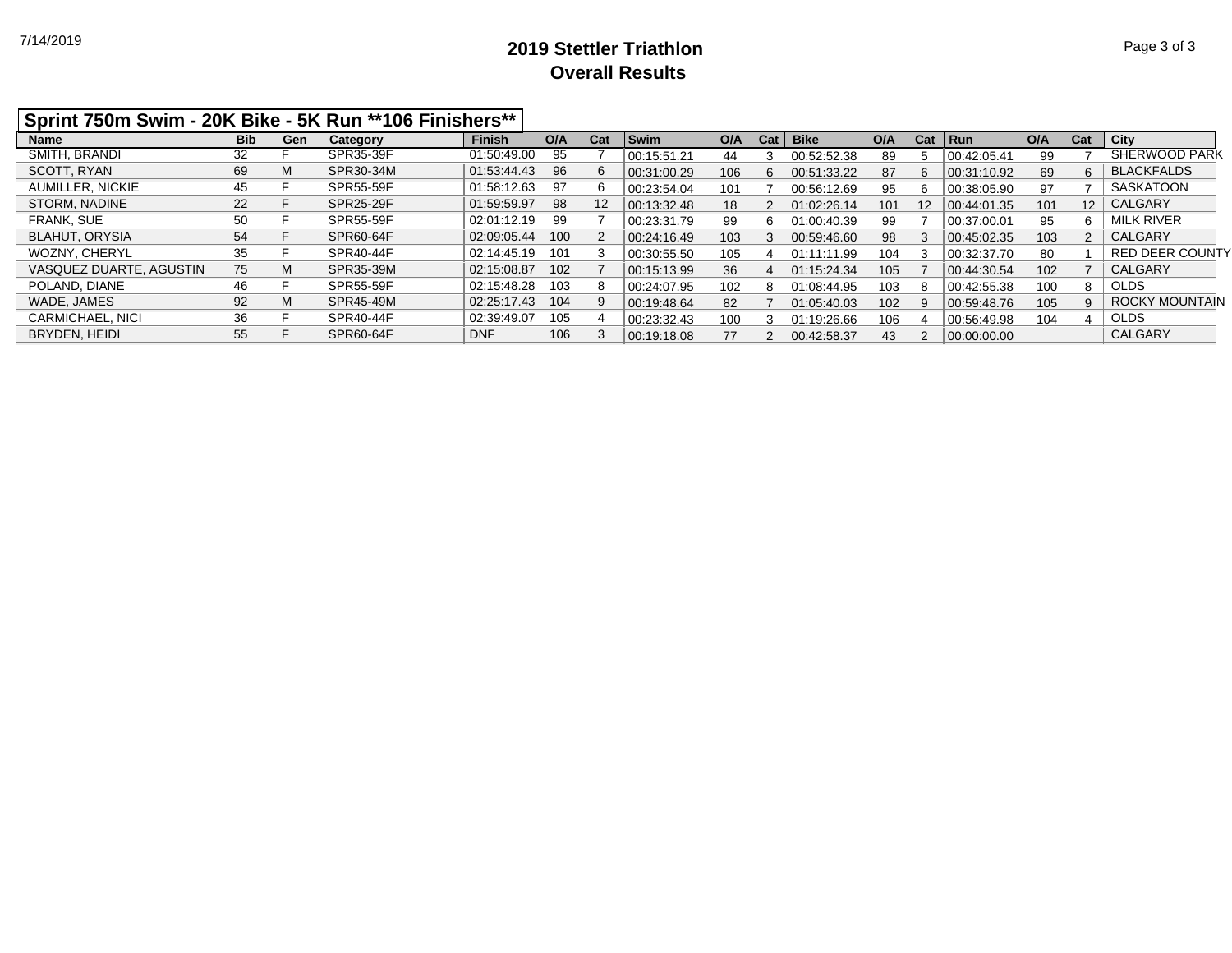# 2019 Stettler Triathlon
## Overall Results

### Sprint 750m Swim - 20K Bike - 5K Run **106 Finishers**

| Name | Bib | Gen | Category | Finish | O/A | Cat | Swim | O/A | Cat | Bike | O/A | Cat | Run | O/A | Cat | City |
|---|---|---|---|---|---|---|---|---|---|---|---|---|---|---|---|---|
| SMITH, BRANDI | 32 | F | SPR35-39F | 01:50:49.00 | 95 | 7 | 00:15:51.21 | 44 | 3 | 00:52:52.38 | 89 | 5 | 00:42:05.41 | 99 | 7 | SHERWOOD PARK |
| SCOTT, RYAN | 69 | M | SPR30-34M | 01:53:44.43 | 96 | 6 | 00:31:00.29 | 106 | 6 | 00:51:33.22 | 87 | 6 | 00:31:10.92 | 69 | 6 | BLACKFALDS |
| AUMILLER, NICKIE | 45 | F | SPR55-59F | 01:58:12.63 | 97 | 6 | 00:23:54.04 | 101 | 7 | 00:56:12.69 | 95 | 6 | 00:38:05.90 | 97 | 7 | SASKATOON |
| STORM, NADINE | 22 | F | SPR25-29F | 01:59:59.97 | 98 | 12 | 00:13:32.48 | 18 | 2 | 01:02:26.14 | 101 | 12 | 00:44:01.35 | 101 | 12 | CALGARY |
| FRANK, SUE | 50 | F | SPR55-59F | 02:01:12.19 | 99 | 7 | 00:23:31.79 | 99 | 6 | 01:00:40.39 | 99 | 7 | 00:37:00.01 | 95 | 6 | MILK RIVER |
| BLAHUT, ORYSIA | 54 | F | SPR60-64F | 02:09:05.44 | 100 | 2 | 00:24:16.49 | 103 | 3 | 00:59:46.60 | 98 | 3 | 00:45:02.35 | 103 | 2 | CALGARY |
| WOZNY, CHERYL | 35 | F | SPR40-44F | 02:14:45.19 | 101 | 3 | 00:30:55.50 | 105 | 4 | 01:11:11.99 | 104 | 3 | 00:32:37.70 | 80 | 1 | RED DEER COUNTY |
| VASQUEZ DUARTE, AGUSTIN | 75 | M | SPR35-39M | 02:15:08.87 | 102 | 7 | 00:15:13.99 | 36 | 4 | 01:15:24.34 | 105 | 7 | 00:44:30.54 | 102 | 7 | CALGARY |
| POLAND, DIANE | 46 | F | SPR55-59F | 02:15:48.28 | 103 | 8 | 00:24:07.95 | 102 | 8 | 01:08:44.95 | 103 | 8 | 00:42:55.38 | 100 | 8 | OLDS |
| WADE, JAMES | 92 | M | SPR45-49M | 02:25:17.43 | 104 | 9 | 00:19:48.64 | 82 | 7 | 01:05:40.03 | 102 | 9 | 00:59:48.76 | 105 | 9 | ROCKY MOUNTAIN |
| CARMICHAEL, NICI | 36 | F | SPR40-44F | 02:39:49.07 | 105 | 4 | 00:23:32.43 | 100 | 3 | 01:19:26.66 | 106 | 4 | 00:56:49.98 | 104 | 4 | OLDS |
| BRYDEN, HEIDI | 55 | F | SPR60-64F | DNF | 106 | 3 | 00:19:18.08 | 77 | 2 | 00:42:58.37 | 43 | 2 | 00:00:00.00 | | | CALGARY |